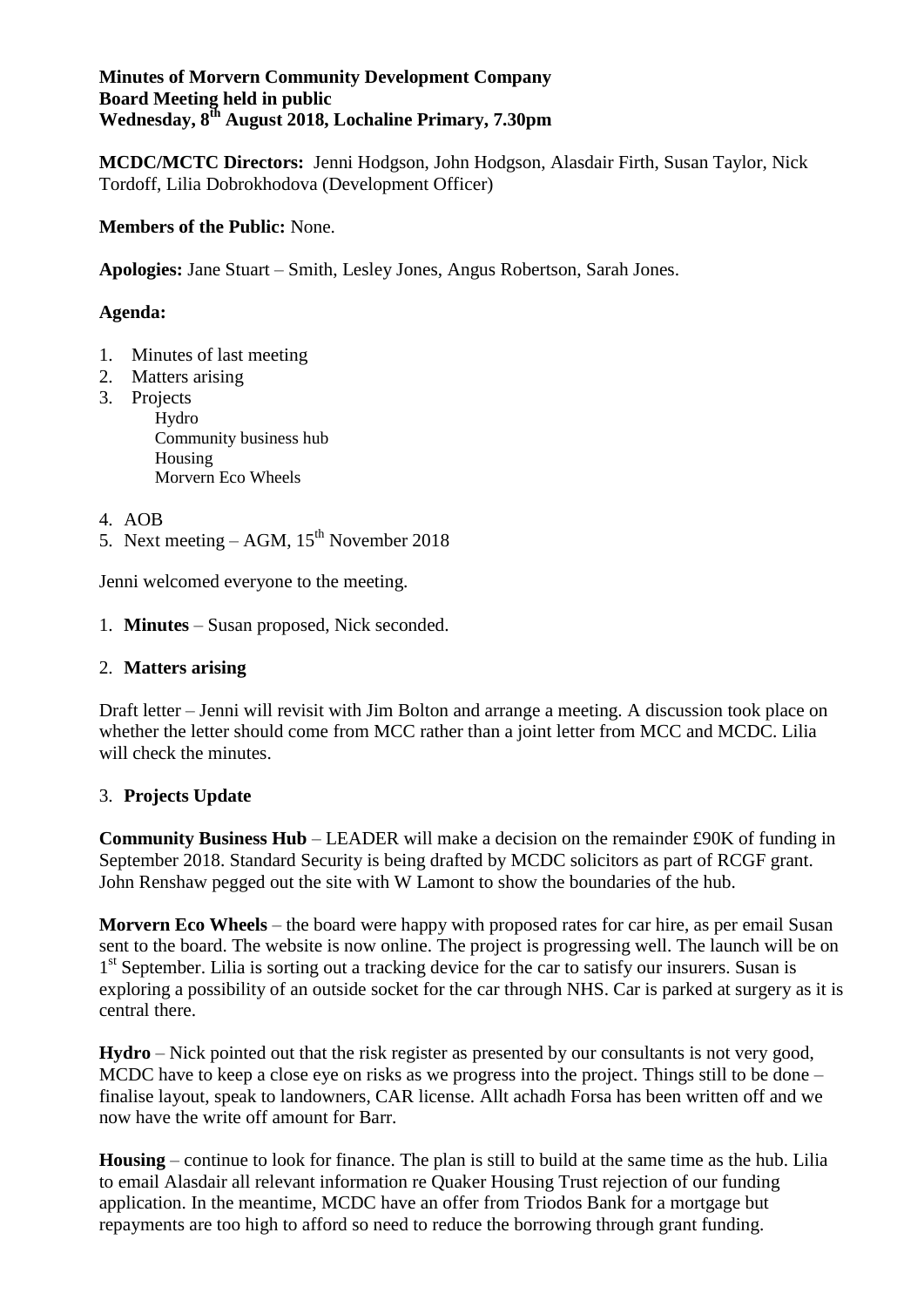**Minutes of Morvern Community Development Company**
**Board Meeting held in public**
**Wednesday, 8th August 2018, Lochaline Primary, 7.30pm**

**MCDC/MCTC Directors:** Jenni Hodgson, John Hodgson, Alasdair Firth, Susan Taylor, Nick Tordoff, Lilia Dobrokhodova (Development Officer)

**Members of the Public:** None.

**Apologies:** Jane Stuart – Smith, Lesley Jones, Angus Robertson, Sarah Jones.

**Agenda:**

1. Minutes of last meeting
2. Matters arising
3. Projects
   - Hydro
   - Community business hub
   - Housing
   - Morvern Eco Wheels
4. AOB
5. Next meeting – AGM, 15th November 2018

Jenni welcomed everyone to the meeting.

1. **Minutes** – Susan proposed, Nick seconded.

2. **Matters arising**

Draft letter – Jenni will revisit with Jim Bolton and arrange a meeting. A discussion took place on whether the letter should come from MCC rather than a joint letter from MCC and MCDC. Lilia will check the minutes.

3. **Projects Update**

**Community Business Hub** – LEADER will make a decision on the remainder £90K of funding in September 2018. Standard Security is being drafted by MCDC solicitors as part of RCGF grant. John Renshaw pegged out the site with W Lamont to show the boundaries of the hub.

**Morvern Eco Wheels** – the board were happy with proposed rates for car hire, as per email Susan sent to the board. The website is now online. The project is progressing well. The launch will be on 1st September. Lilia is sorting out a tracking device for the car to satisfy our insurers. Susan is exploring a possibility of an outside socket for the car through NHS. Car is parked at surgery as it is central there.

**Hydro** – Nick pointed out that the risk register as presented by our consultants is not very good, MCDC have to keep a close eye on risks as we progress into the project. Things still to be done – finalise layout, speak to landowners, CAR license. Allt achadh Forsa has been written off and we now have the write off amount for Barr.

**Housing** – continue to look for finance. The plan is still to build at the same time as the hub. Lilia to email Alasdair all relevant information re Quaker Housing Trust rejection of our funding application. In the meantime, MCDC have an offer from Triodos Bank for a mortgage but repayments are too high to afford so need to reduce the borrowing through grant funding.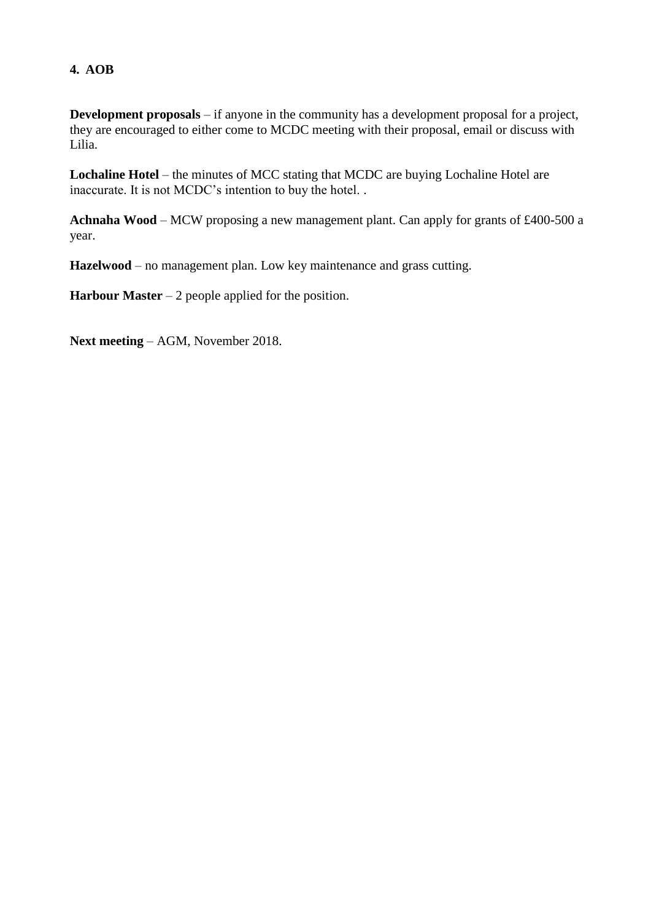## 4. AOB

**Development proposals** – if anyone in the community has a development proposal for a project, they are encouraged to either come to MCDC meeting with their proposal, email or discuss with Lilia.

**Lochaline Hotel** – the minutes of MCC stating that MCDC are buying Lochaline Hotel are inaccurate. It is not MCDC's intention to buy the hotel. .

**Achnaha Wood** – MCW proposing a new management plant. Can apply for grants of £400-500 a year.

**Hazelwood** – no management plan. Low key maintenance and grass cutting.

**Harbour Master** – 2 people applied for the position.

**Next meeting** – AGM, November 2018.